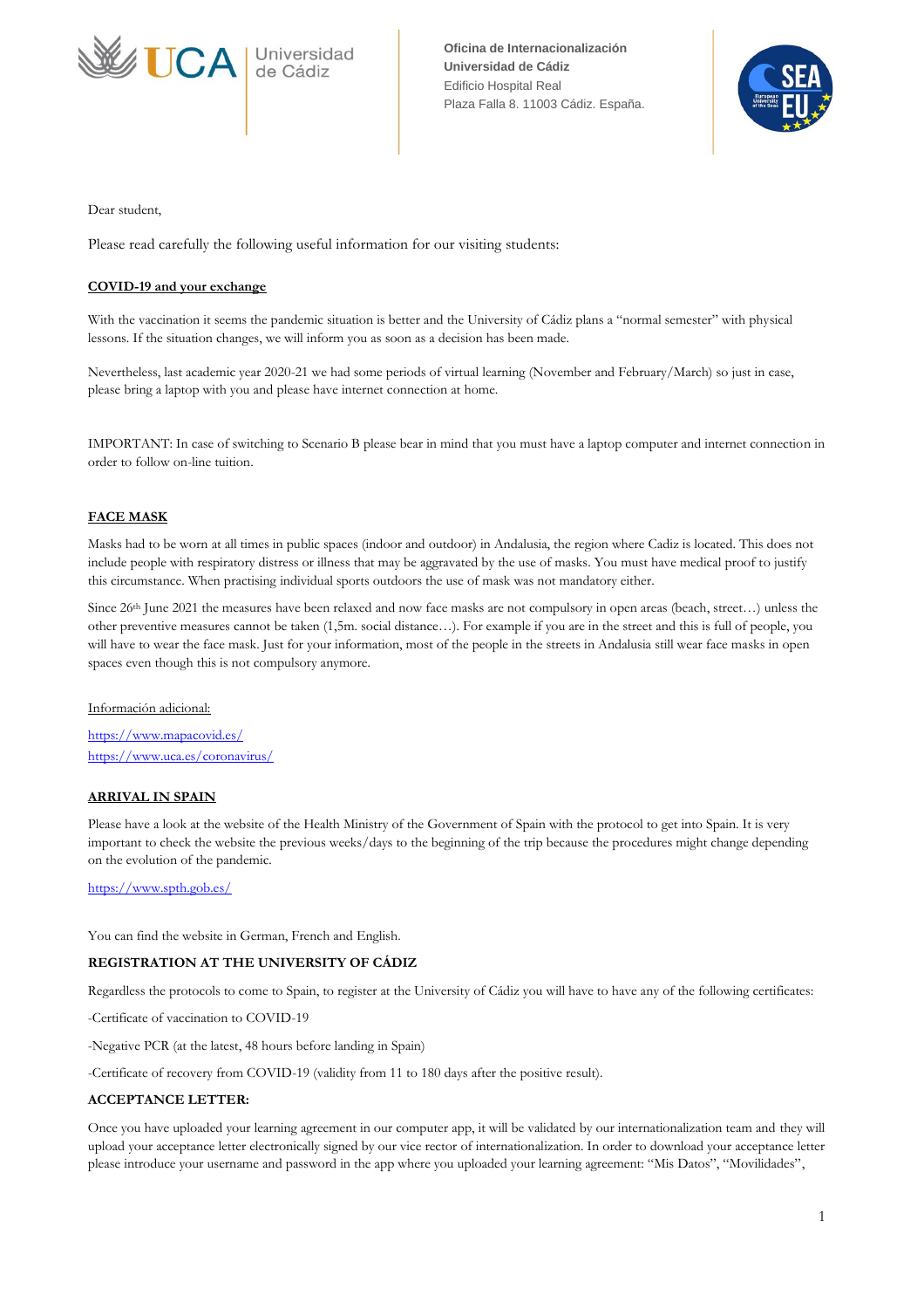Oficina de Internacionalización
Universidad de Cádiz
Edificio Hospital Real
Plaza Falla 8. 11003 Cádiz. España.

Dear student,

Please read carefully the following useful information for our visiting students:

## COVID-19 and your exchange

With the vaccination it seems the pandemic situation is better and the University of Cádiz plans a "normal semester" with physical lessons. If the situation changes, we will inform you as soon as a decision has been made.

Nevertheless, last academic year 2020-21 we had some periods of virtual learning (November and February/March) so just in case, please bring a laptop with you and please have internet connection at home.

IMPORTANT: In case of switching to Scenario B please bear in mind that you must have a laptop computer and internet connection in order to follow on-line tuition.

## FACE MASK

Masks had to be worn at all times in public spaces (indoor and outdoor) in Andalusia, the region where Cadiz is located. This does not include people with respiratory distress or illness that may be aggravated by the use of masks. You must have medical proof to justify this circumstance. When practising individual sports outdoors the use of mask was not mandatory either.

Since 26th June 2021 the measures have been relaxed and now face masks are not compulsory in open areas (beach, street…) unless the other preventive measures cannot be taken (1,5m. social distance…). For example if you are in the street and this is full of people, you will have to wear the face mask. Just for your information, most of the people in the streets in Andalusia still wear face masks in open spaces even though this is not compulsory anymore.

Información adicional:

https://www.mapacovid.es/
https://www.uca.es/coronavirus/

## ARRIVAL IN SPAIN

Please have a look at the website of the Health Ministry of the Government of Spain with the protocol to get into Spain. It is very important to check the website the previous weeks/days to the beginning of the trip because the procedures might change depending on the evolution of the pandemic.

https://www.spth.gob.es/

You can find the website in German, French and English.

## REGISTRATION AT THE UNIVERSITY OF CÁDIZ

Regardless the protocols to come to Spain, to register at the University of Cádiz you will have to have any of the following certificates:

-Certificate of vaccination to COVID-19

-Negative PCR (at the latest, 48 hours before landing in Spain)

-Certificate of recovery from COVID-19 (validity from 11 to 180 days after the positive result).

## ACCEPTANCE LETTER:

Once you have uploaded your learning agreement in our computer app, it will be validated by our internationalization team and they will upload your acceptance letter electronically signed by our vice rector of internationalization. In order to download your acceptance letter please introduce your username and password in the app where you uploaded your learning agreement: "Mis Datos", "Movilidades",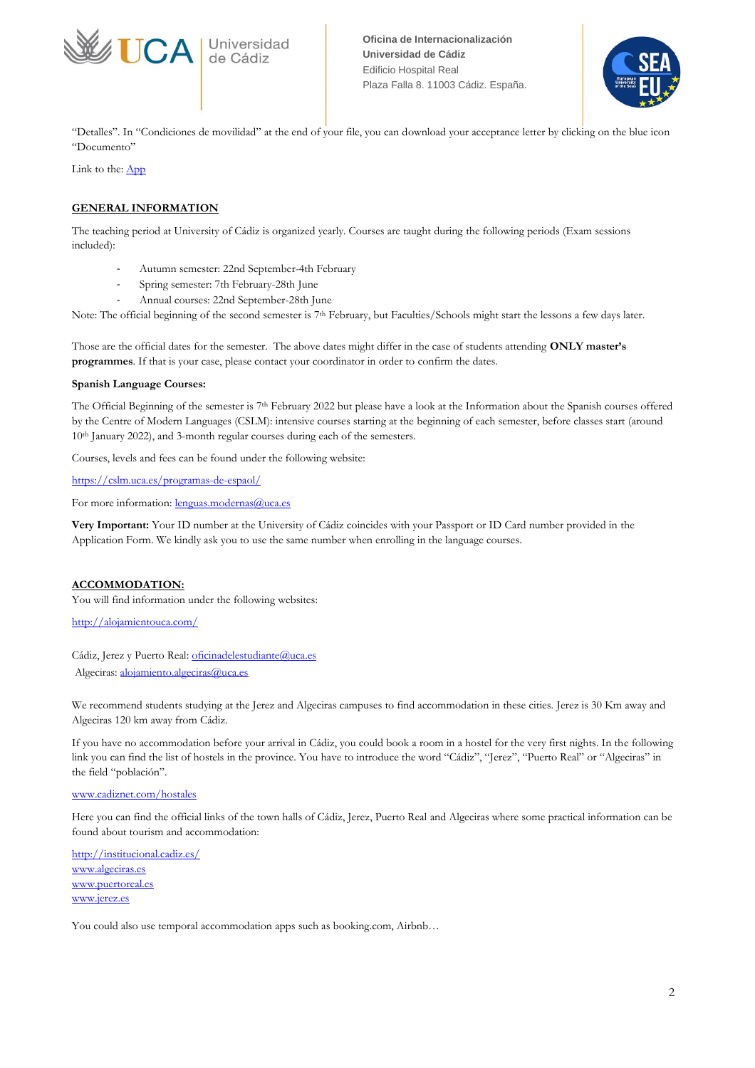"Detalles". In "Condiciones de movilidad" at the end of your file, you can download your acceptance letter by clicking on the blue icon "Documento"

Link to the: App

## GENERAL INFORMATION

The teaching period at University of Cádiz is organized yearly. Courses are taught during the following periods (Exam sessions included):

- Autumn semester: 22nd September-4th February
- Spring semester: 7th February-28th June
- Annual courses: 22nd September-28th June

Note: The official beginning of the second semester is 7th February, but Faculties/Schools might start the lessons a few days later.

Those are the official dates for the semester. The above dates might differ in the case of students attending **ONLY master's programmes**. If that is your case, please contact your coordinator in order to confirm the dates.

**Spanish Language Courses:**

The Official Beginning of the semester is 7th February 2022 but please have a look at the Information about the Spanish courses offered by the Centre of Modern Languages (CSLM): intensive courses starting at the beginning of each semester, before classes start (around 10th January 2022), and 3-month regular courses during each of the semesters.

Courses, levels and fees can be found under the following website:

https://cslm.uca.es/programas-de-espaol/

For more information: lenguas.modernas@uca.es

**Very Important:** Your ID number at the University of Cádiz coincides with your Passport or ID Card number provided in the Application Form. We kindly ask you to use the same number when enrolling in the language courses.

## ACCOMMODATION:

You will find information under the following websites:

http://alojamientouca.com/

Cádiz, Jerez y Puerto Real: oficinadelestudiante@uca.es
Algeciras: alojamiento.algeciras@uca.es

We recommend students studying at the Jerez and Algeciras campuses to find accommodation in these cities. Jerez is 30 Km away and Algeciras 120 km away from Cádiz.

If you have no accommodation before your arrival in Cádiz, you could book a room in a hostel for the very first nights. In the following link you can find the list of hostels in the province. You have to introduce the word "Cádiz", "Jerez", "Puerto Real" or "Algeciras" in the field "población".

www.cadiznet.com/hostales

Here you can find the official links of the town halls of Cádiz, Jerez, Puerto Real and Algeciras where some practical information can be found about tourism and accommodation:

http://institucional.cadiz.es/
www.algeciras.es
www.puertoreal.es
www.jerez.es

You could also use temporal accommodation apps such as booking.com, Airbnb…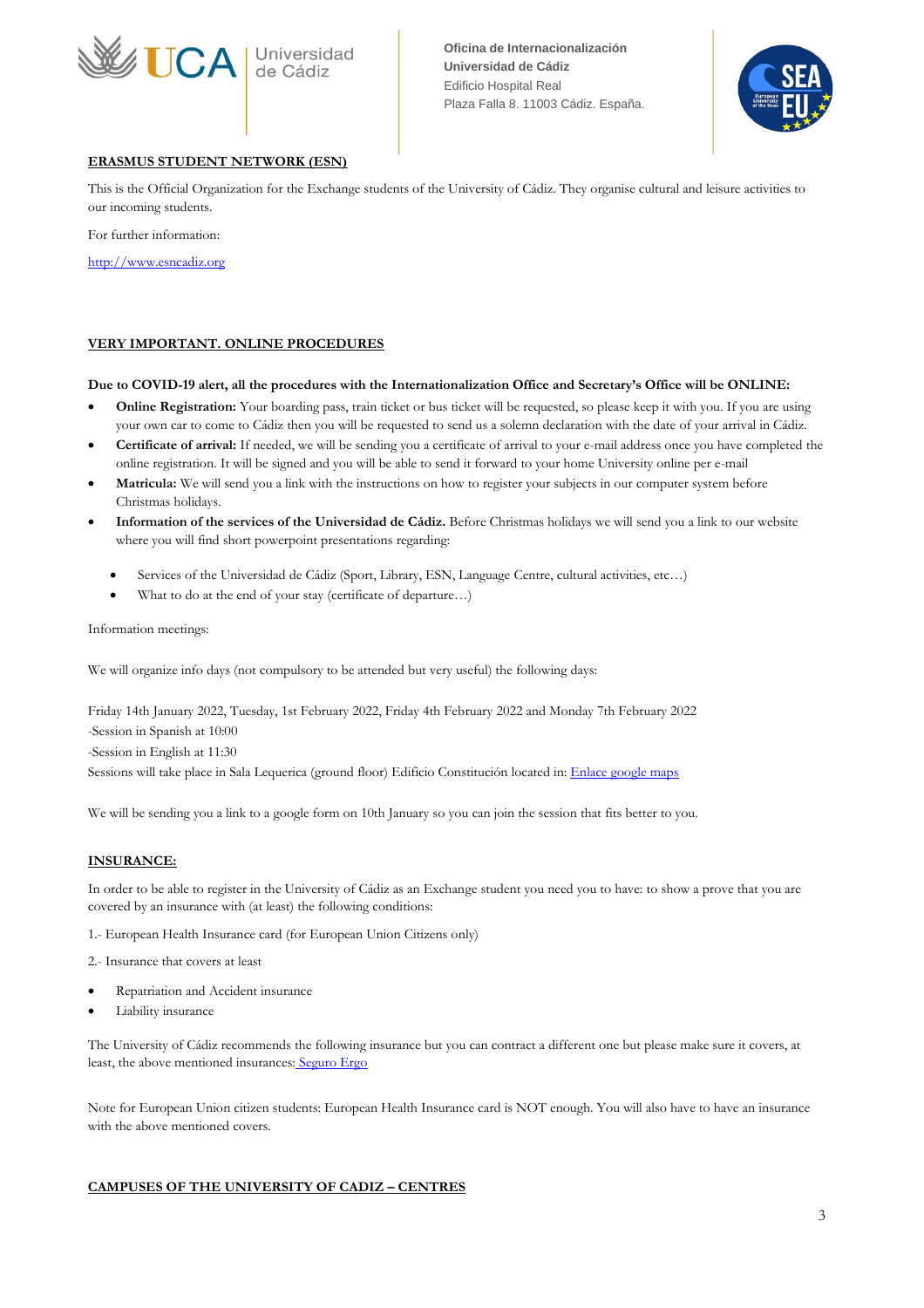## ERASMUS STUDENT NETWORK (ESN)

This is the Official Organization for the Exchange students of the University of Cádiz. They organise cultural and leisure activities to our incoming students.

For further information:

[http://www.esncadiz.org](http://www.esncadiz.org)

## VERY IMPORTANT. ONLINE PROCEDURES

**Due to COVID-19 alert, all the procedures with the Internationalization Office and Secretary's Office will be ONLINE:**

- **Online Registration:** Your boarding pass, train ticket or bus ticket will be requested, so please keep it with you. If you are using your own car to come to Cádiz then you will be requested to send us a solemn declaration with the date of your arrival in Cádiz.
- **Certificate of arrival:** If needed, we will be sending you a certificate of arrival to your e-mail address once you have completed the online registration. It will be signed and you will be able to send it forward to your home University online per e-mail
- **Matricula:** We will send you a link with the instructions on how to register your subjects in our computer system before Christmas holidays.
- **Information of the services of the Universidad de Cádiz.** Before Christmas holidays we will send you a link to our website where you will find short powerpoint presentations regarding:
  - Services of the Universidad de Cádiz (Sport, Library, ESN, Language Centre, cultural activities, etc…)
  - What to do at the end of your stay (certificate of departure…)

Information meetings:

We will organize info days (not compulsory to be attended but very useful) the following days:

Friday 14th January 2022, Tuesday, 1st February 2022, Friday 4th February 2022 and Monday 7th February 2022
-Session in Spanish at 10:00
-Session in English at 11:30
Sessions will take place in Sala Lequerica (ground floor) Edificio Constitución located in: Enlace google maps

We will be sending you a link to a google form on 10th January so you can join the session that fits better to you.

## INSURANCE:

In order to be able to register in the University of Cádiz as an Exchange student you need you to have: to show a prove that you are covered by an insurance with (at least) the following conditions:

1.- European Health Insurance card (for European Union Citizens only)

2.- Insurance that covers at least

- Repatriation and Accident insurance
- Liability insurance

The University of Cádiz recommends the following insurance but you can contract a different one but please make sure it covers, at least, the above mentioned insurances: Seguro Ergo

Note for European Union citizen students: European Health Insurance card is NOT enough. You will also have to have an insurance with the above mentioned covers.

## CAMPUSES OF THE UNIVERSITY OF CADIZ – CENTRES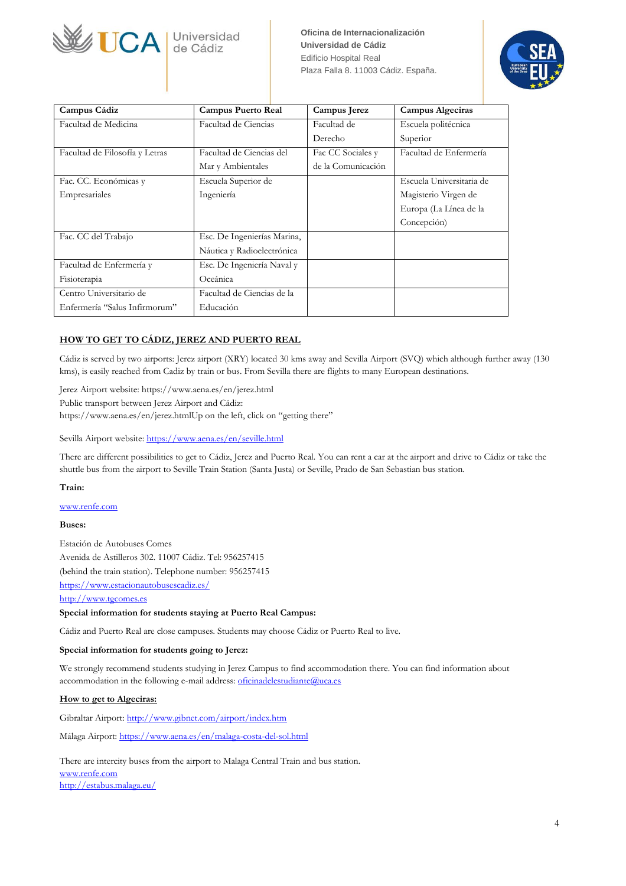| Campus Cádiz | Campus Puerto Real | Campus Jerez | Campus Algeciras |
|---|---|---|---|
| Facultad de Medicina | Facultad de Ciencias | Facultad de Derecho | Escuela politécnica Superior |
| Facultad de Filosofía y Letras | Facultad de Ciencias del Mar y Ambientales | Fac CC Sociales y de la Comunicación | Facultad de Enfermería |
| Fac. CC. Económicas y Empresariales | Escuela Superior de Ingeniería | | Escuela Universitaria de Magisterio Virgen de Europa (La Línea de la Concepción) |
| Fac. CC del Trabajo | Esc. De Ingenierías Marina, Náutica y Radioelectrónica | | |
| Facultad de Enfermería y Fisioterapia | Esc. De Ingeniería Naval y Oceánica | | |
| Centro Universitario de Enfermería "Salus Infirmorum" | Facultad de Ciencias de la Educación | | |

## HOW TO GET TO CÁDIZ, JEREZ AND PUERTO REAL

Cádiz is served by two airports: Jerez airport (XRY) located 30 kms away and Sevilla Airport (SVQ) which although further away (130 kms), is easily reached from Cadiz by train or bus. From Sevilla there are flights to many European destinations.

Jerez Airport website: https://www.aena.es/en/jerez.html
Public transport between Jerez Airport and Cádiz:
https://www.aena.es/en/jerez.htmlUp on the left, click on "getting there"

Sevilla Airport website: https://www.aena.es/en/seville.html

There are different possibilities to get to Cádiz, Jerez and Puerto Real. You can rent a car at the airport and drive to Cádiz or take the shuttle bus from the airport to Seville Train Station (Santa Justa) or Seville, Prado de San Sebastian bus station.

**Train:**

www.renfe.com

**Buses:**

Estación de Autobuses Comes
Avenida de Astilleros 302. 11007 Cádiz. Tel: 956257415
(behind the train station). Telephone number: 956257415
https://www.estacionautobusescadiz.es/
http://www.tgcomes.es

**Special information for students staying at Puerto Real Campus:**

Cádiz and Puerto Real are close campuses. Students may choose Cádiz or Puerto Real to live.

**Special information for students going to Jerez:**

We strongly recommend students studying in Jerez Campus to find accommodation there. You can find information about accommodation in the following e-mail address: oficinadelestudiante@uca.es

**How to get to Algeciras:**

Gibraltar Airport: http://www.gibnet.com/airport/index.htm

Málaga Airport: https://www.aena.es/en/malaga-costa-del-sol.html

There are intercity buses from the airport to Malaga Central Train and bus station.
www.renfe.com
http://estabus.malaga.eu/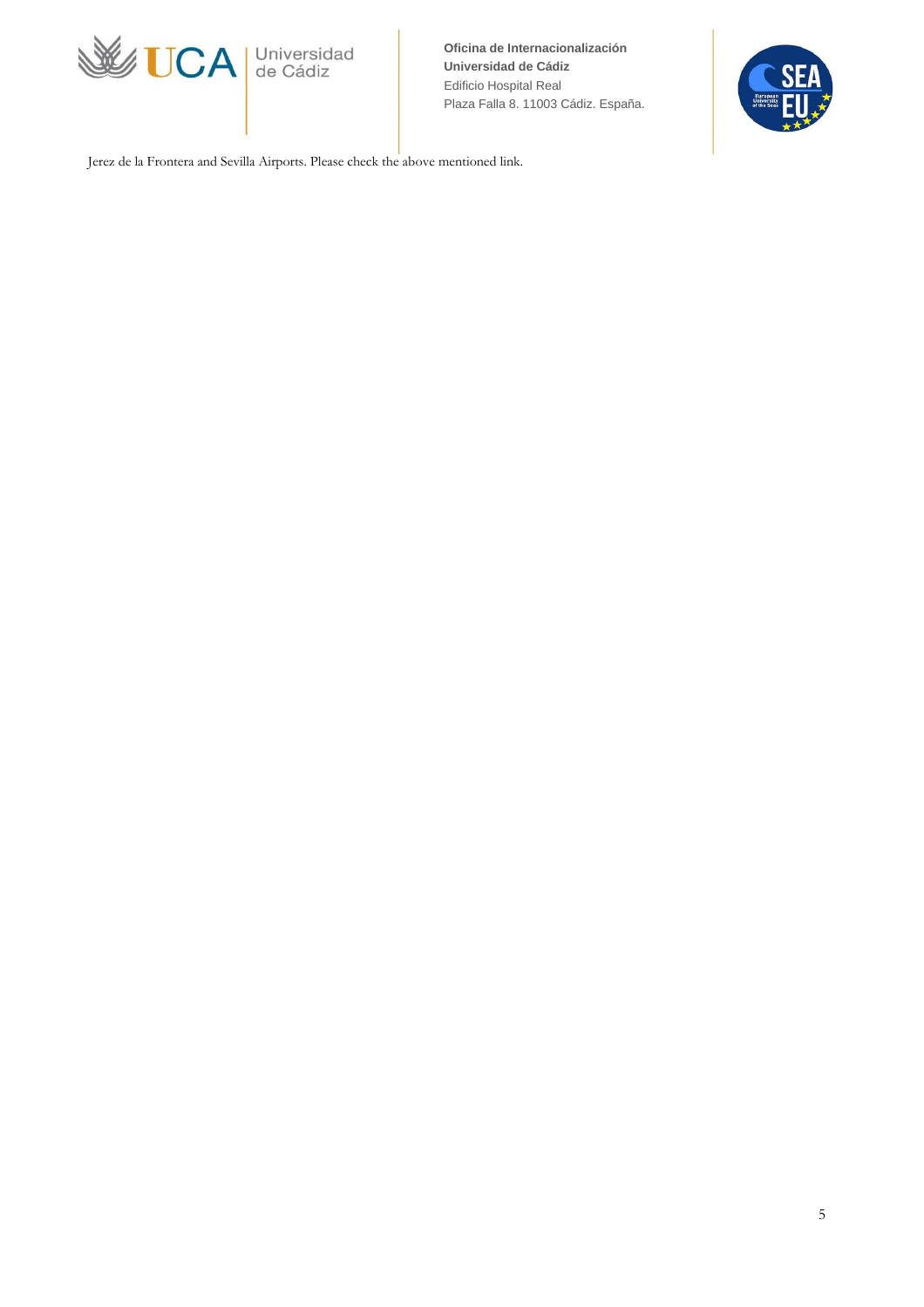Jerez de la Frontera and Sevilla Airports. Please check the above mentioned link.